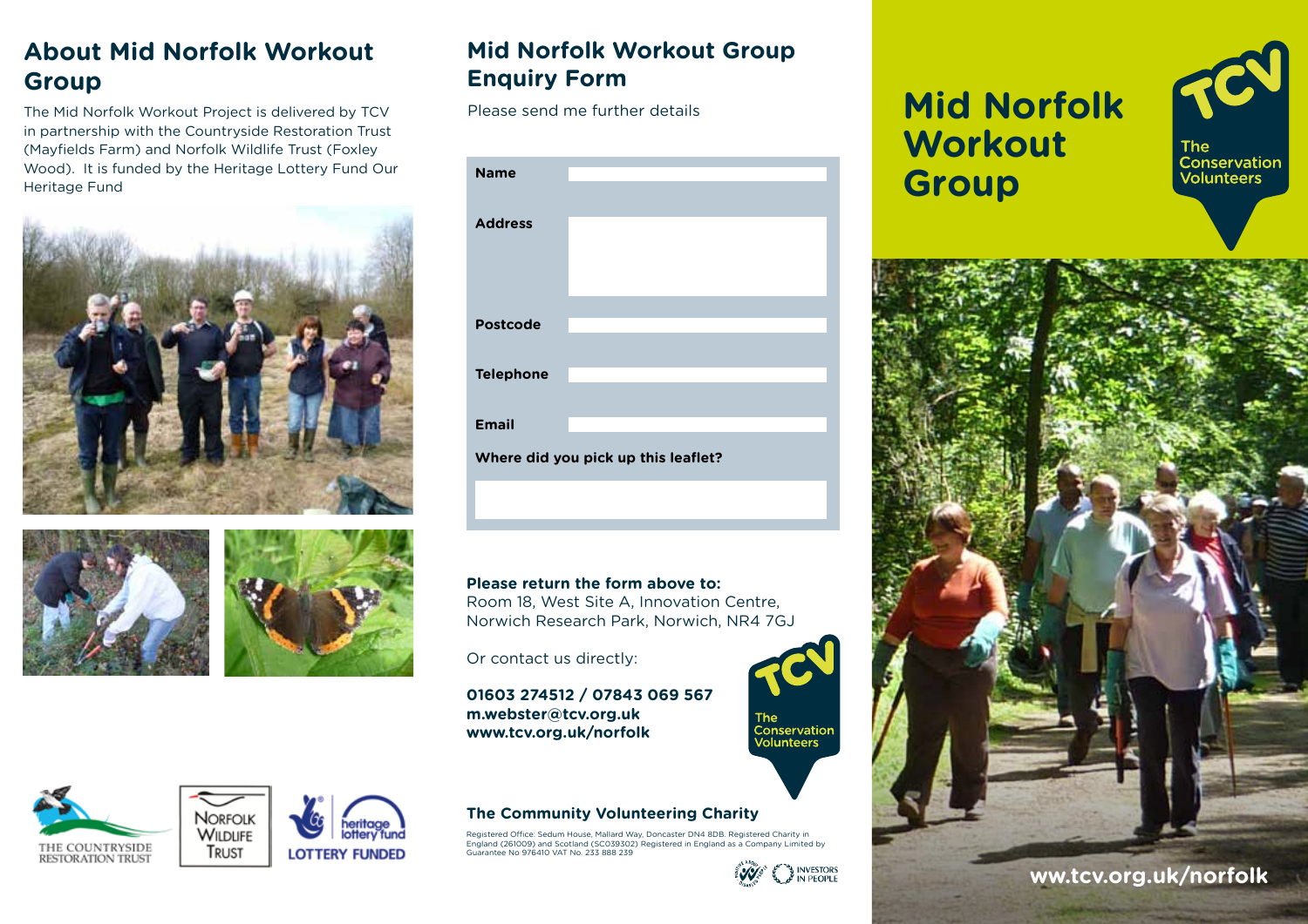## About Mid Norfolk Workout Group

The Mid Norfolk Workout Project is delivered by TCV in partnership with the Countryside Restoration Trust (Mayfields Farm) and Norfolk Wildlife Trust (Foxley Wood). It is funded by the Heritage Lottery Fund Our Heritage Fund

THE COUNTRYSIDE RESTORATION TRUST

NORFOLK WILDLIFE TRUST

heritage lottery fund LOTTERY FUNDED

## Mid Norfolk Workout Group Enquiry Form

Please send me further details

| | |
|---|---|
| **Name** | |
| **Address** | |
| **Postcode** | |
| **Telephone** | |
| **Email** | |
| **Where did you pick up this leaflet?** | |

**Please return the form above to:**
Room 18, West Site A, Innovation Centre,
Norwich Research Park, Norwich, NR4 7GJ

Or contact us directly:

**01603 274512 / 07843 069 567**
**m.webster@tcv.org.uk**
**www.tcv.org.uk/norfolk**

TCV The Conservation Volunteers

**The Community Volunteering Charity**

Registered Office: Sedum House, Mallard Way, Doncaster DN4 8DB. Registered Charity in England (261009) and Scotland (SC039302) Registered in England as a Company Limited by Guarantee No 976410 VAT No. 233 888 239

INVESTORS IN PEOPLE

# Mid Norfolk Workout Group

TCV The Conservation Volunteers

**ww.tcv.org.uk/norfolk**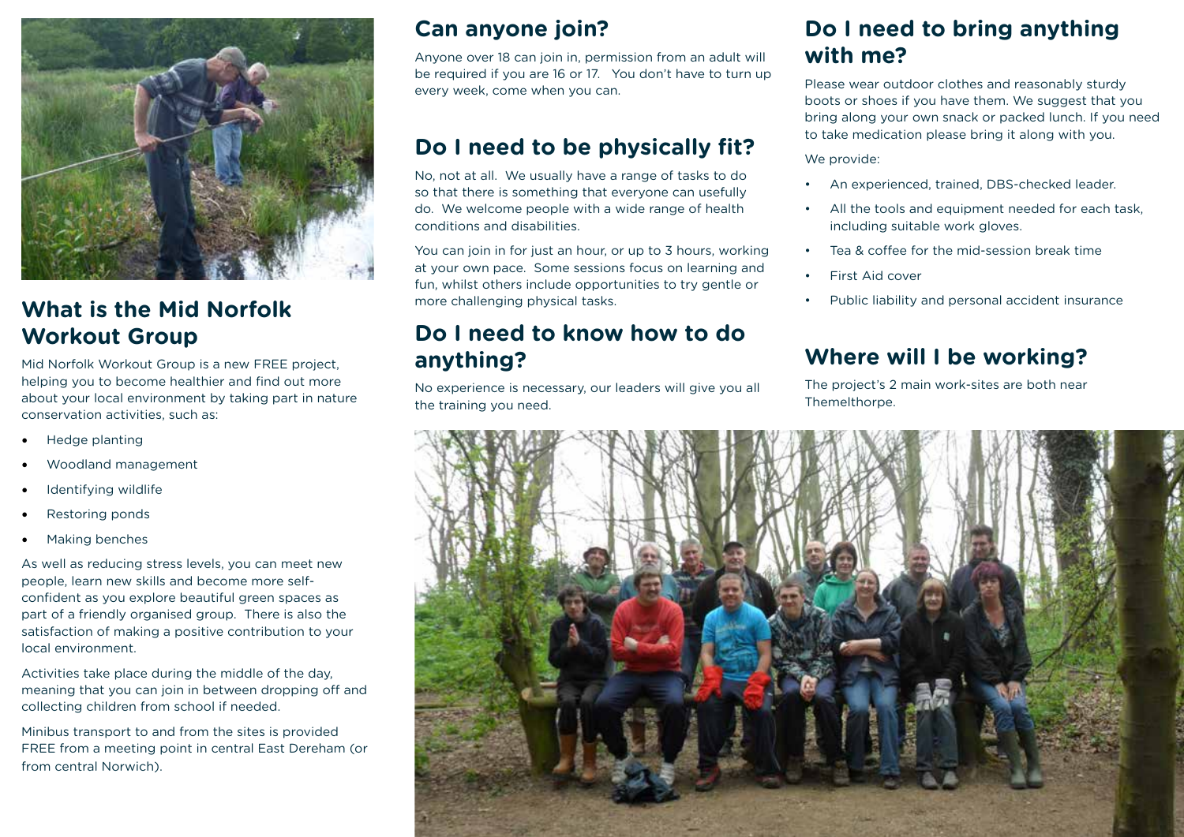## What is the Mid Norfolk Workout Group

Mid Norfolk Workout Group is a new FREE project, helping you to become healthier and find out more about your local environment by taking part in nature conservation activities, such as:

- Hedge planting
- Woodland management
- Identifying wildlife
- Restoring ponds
- Making benches

As well as reducing stress levels, you can meet new people, learn new skills and become more self-confident as you explore beautiful green spaces as part of a friendly organised group. There is also the satisfaction of making a positive contribution to your local environment.

Activities take place during the middle of the day, meaning that you can join in between dropping off and collecting children from school if needed.

Minibus transport to and from the sites is provided FREE from a meeting point in central East Dereham (or from central Norwich).

## Can anyone join?

Anyone over 18 can join in, permission from an adult will be required if you are 16 or 17. You don't have to turn up every week, come when you can.

## Do I need to be physically fit?

No, not at all. We usually have a range of tasks to do so that there is something that everyone can usefully do. We welcome people with a wide range of health conditions and disabilities.

You can join in for just an hour, or up to 3 hours, working at your own pace. Some sessions focus on learning and fun, whilst others include opportunities to try gentle or more challenging physical tasks.

## Do I need to know how to do anything?

No experience is necessary, our leaders will give you all the training you need.

## Do I need to bring anything with me?

Please wear outdoor clothes and reasonably sturdy boots or shoes if you have them. We suggest that you bring along your own snack or packed lunch. If you need to take medication please bring it along with you.

We provide:

- An experienced, trained, DBS-checked leader.
- All the tools and equipment needed for each task, including suitable work gloves.
- Tea & coffee for the mid-session break time
- First Aid cover
- Public liability and personal accident insurance

## Where will I be working?

The project's 2 main work-sites are both near Themelthorpe.